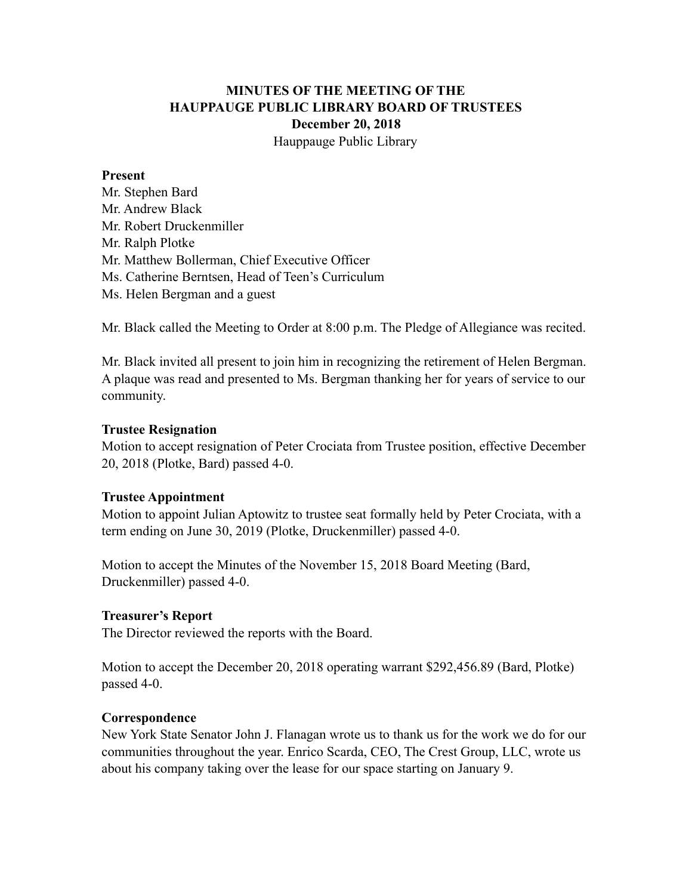# MINUTES OF THE MEETING OF THE HAUPPAUGE PUBLIC LIBRARY BOARD OF TRUSTEES

**December 20, 2018**

Hauppauge Public Library

**Present**

Mr. Stephen Bard
Mr. Andrew Black
Mr. Robert Druckenmiller
Mr. Ralph Plotke
Mr. Matthew Bollerman, Chief Executive Officer
Ms. Catherine Berntsen, Head of Teen's Curriculum
Ms. Helen Bergman and a guest

Mr. Black called the Meeting to Order at 8:00 p.m. The Pledge of Allegiance was recited.

Mr. Black invited all present to join him in recognizing the retirement of Helen Bergman. A plaque was read and presented to Ms. Bergman thanking her for years of service to our community.

**Trustee Resignation**

Motion to accept resignation of Peter Crociata from Trustee position, effective December 20, 2018 (Plotke, Bard) passed 4-0.

**Trustee Appointment**

Motion to appoint Julian Aptowitz to trustee seat formally held by Peter Crociata, with a term ending on June 30, 2019 (Plotke, Druckenmiller) passed 4-0.

Motion to accept the Minutes of the November 15, 2018 Board Meeting (Bard, Druckenmiller) passed 4-0.

**Treasurer's Report**

The Director reviewed the reports with the Board.

Motion to accept the December 20, 2018 operating warrant $292,456.89 (Bard, Plotke) passed 4-0.

**Correspondence**

New York State Senator John J. Flanagan wrote us to thank us for the work we do for our communities throughout the year. Enrico Scarda, CEO, The Crest Group, LLC, wrote us about his company taking over the lease for our space starting on January 9.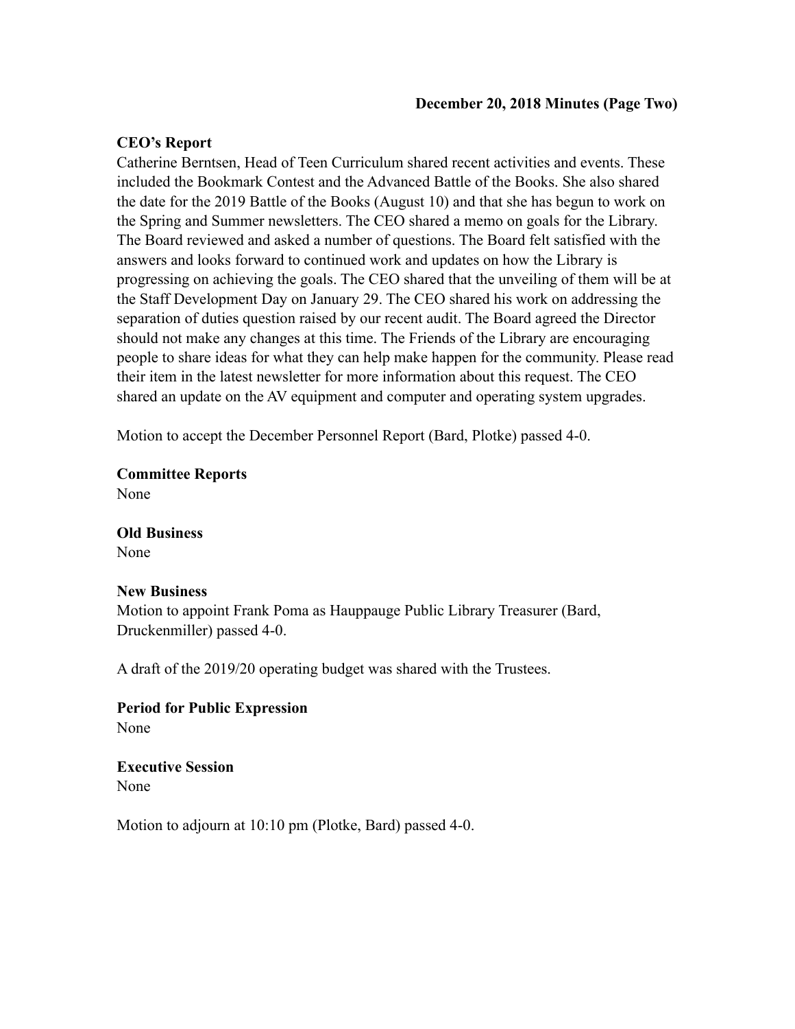**December 20, 2018 Minutes (Page Two)**

**CEO's Report**

Catherine Berntsen, Head of Teen Curriculum shared recent activities and events. These included the Bookmark Contest and the Advanced Battle of the Books. She also shared the date for the 2019 Battle of the Books (August 10) and that she has begun to work on the Spring and Summer newsletters. The CEO shared a memo on goals for the Library. The Board reviewed and asked a number of questions. The Board felt satisfied with the answers and looks forward to continued work and updates on how the Library is progressing on achieving the goals. The CEO shared that the unveiling of them will be at the Staff Development Day on January 29. The CEO shared his work on addressing the separation of duties question raised by our recent audit. The Board agreed the Director should not make any changes at this time. The Friends of the Library are encouraging people to share ideas for what they can help make happen for the community. Please read their item in the latest newsletter for more information about this request. The CEO shared an update on the AV equipment and computer and operating system upgrades.

Motion to accept the December Personnel Report (Bard, Plotke) passed 4-0.

**Committee Reports**

None

**Old Business**

None

**New Business**

Motion to appoint Frank Poma as Hauppauge Public Library Treasurer (Bard, Druckenmiller) passed 4-0.

A draft of the 2019/20 operating budget was shared with the Trustees.

**Period for Public Expression**

None

**Executive Session**

None

Motion to adjourn at 10:10 pm (Plotke, Bard) passed 4-0.